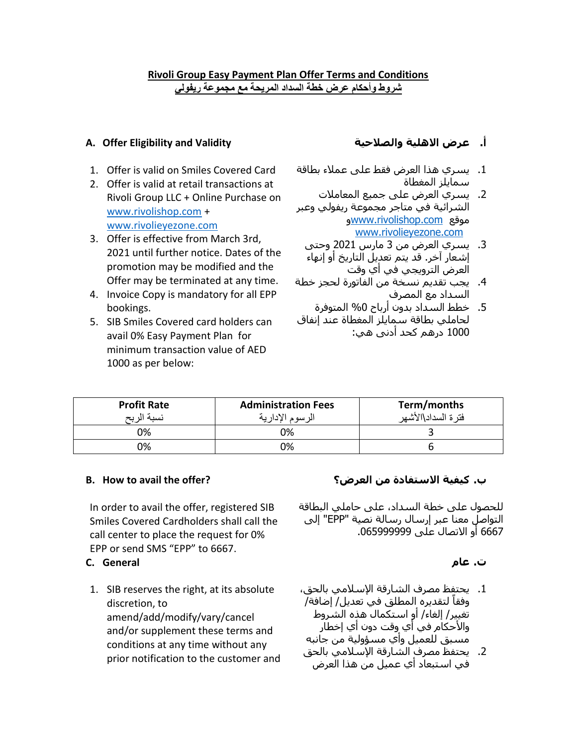## Rivoli Group Easy Payment Plan Offer Terms and Conditions

## شروط وأحكام عرض خطة السداد المريحة مع مجموعة ريفولي

### A. Offer Eligibility and Validity

1. Offer is valid on Smiles Covered Card
2. Offer is valid at retail transactions at Rivoli Group LLC + Online Purchase on www.rivolishop.com + www.rivolieyezone.com
3. Offer is effective from March 3rd, 2021 until further notice. Dates of the promotion may be modified and the Offer may be terminated at any time.
4. Invoice Copy is mandatory for all EPP bookings.
5. SIB Smiles Covered card holders can avail 0% Easy Payment Plan for minimum transaction value of AED 1000 as per below:

### أ. عرض الاهلية والصلاحية

1. يسري هذا العرض فقط على عملاء بطاقة سمايلز المغطاة
2. يسري العرض على جميع المعاملات الشرائية في متاجر مجموعة ريفولي وعبر موقع www.rivolishop.com وwww.rivolieyezone.com
3. يسري العرض من 3 مارس 2021 وحتى إشعار آخر. قد يتم تعديل التاريخ أو إنهاء العرض الترويجي في أي وقت
4. يجب تقديم نسخة من الفاتورة لحجز خطة السداد مع المصرف
5. خطط السداد بدون أرباح 0% المتوفرة لحاملي بطاقة سمايلز المغطاة عند إنفاق 1000 درهم كحد أدنى هي:

| Profit Rate<br>نسبة الربح | Administration Fees<br>الرسوم الإدارية | Term/months<br>فترة السداد\الأشهر |
|---|---|---|
| 0% | 0% | 3 |
| 0% | 0% | 6 |

### B. How to avail the offer?

In order to avail the offer, registered SIB Smiles Covered Cardholders shall call the call center to place the request for 0% EPP or send SMS "EPP" to 6667.

### ب. كيفية الاستفادة من العرض؟

للحصول على خطة السداد، على حاملي البطاقة التواصل معنا عبر إرسال رسالة نصية "EPP" إلى 6667 أو الاتصال على 065999999.

### C. General

1. SIB reserves the right, at its absolute discretion, to amend/add/modify/vary/cancel and/or supplement these terms and conditions at any time without any prior notification to the customer and

### ت. عام

1. يحتفظ مصرف الشارقة الإسلامي بالحق، وفقاً لتقديره المطلق في تعديل/ إضافة/ تغيير/ إلغاء/ أو استكمال هذه الشروط والأحكام في أي وقت دون أي إخطار مسبق للعميل وأي مسؤولية من جانبه
2. يحتفظ مصرف الشارقة الإسلامي بالحق في استبعاد أي عميل من هذا العرض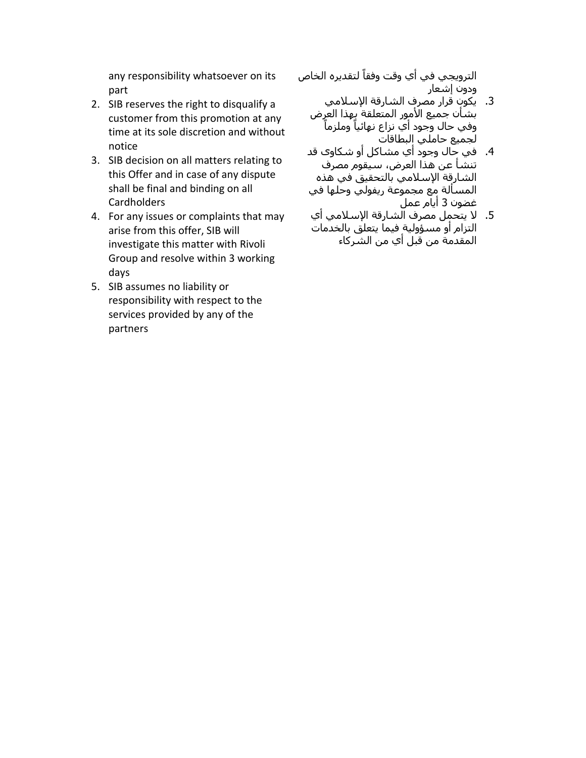any responsibility whatsoever on its part

2. SIB reserves the right to disqualify a customer from this promotion at any time at its sole discretion and without notice
3. SIB decision on all matters relating to this Offer and in case of any dispute shall be final and binding on all Cardholders
4. For any issues or complaints that may arise from this offer, SIB will investigate this matter with Rivoli Group and resolve within 3 working days
5. SIB assumes no liability or responsibility with respect to the services provided by any of the partners

الترويجي في أي وقت وفقاً لتقديره الخاص ودون إشعار

3. يكون قرار مصرف الشارقة الإسلامي بشأن جميع الأمور المتعلقة بهذا العرض وفي حال وجود أي نزاع نهائياً وملزماً لجميع حاملي البطاقات
4. في حال وجود أي مشاكل أو شكاوى قد تنشأ عن هذا العرض، سيقوم مصرف الشارقة الإسلامي بالتحقيق في هذه المسألة مع مجموعة ريفولي وحلها في غضون 3 أيام عمل
5. لا يتحمل مصرف الشارقة الإسلامي أي التزام أو مسؤولية فيما يتعلق بالخدمات المقدمة من قبل أي من الشركاء